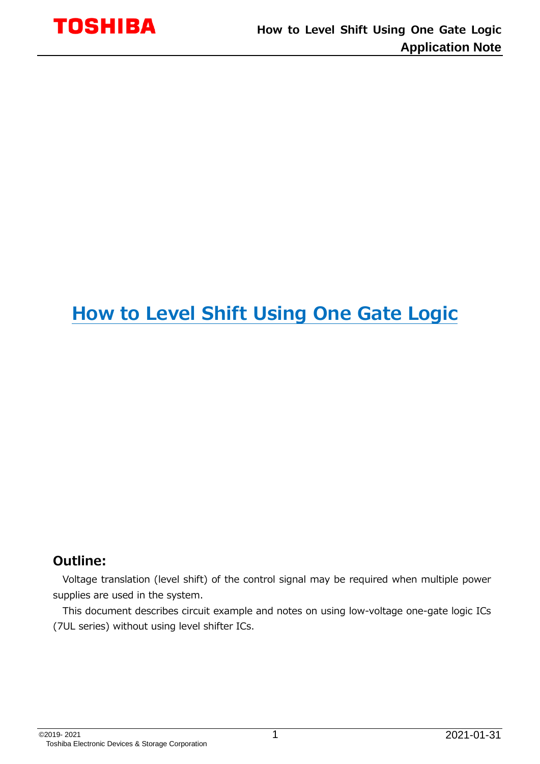# How to Level Shift Using One Gate Logic

## Outline:

Voltage translation (level shift) of the control signal may be required when multiple power supplies are used in the system.

This document describes circuit example and notes on using low-voltage one-gate logic ICs (7UL series) without using level shifter ICs.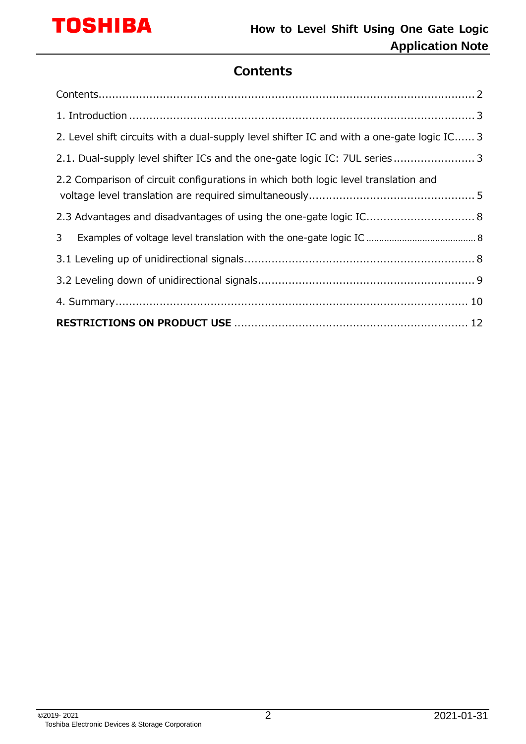# Contents

Contents........................................................................................................................ 2

1. Introduction ................................................................................................................ 3

2. Level shift circuits with a dual-supply level shifter IC and with a one-gate logic IC...... 3

2.1. Dual-supply level shifter ICs and the one-gate logic IC: 7UL series ........................ 3

2.2 Comparison of circuit configurations in which both logic level translation and voltage level translation are required simultaneously................................................ 5

2.3 Advantages and disadvantages of using the one-gate logic IC................................ 8

3 Examples of voltage level translation with the one-gate logic IC ........................................... 8

3.1 Leveling up of unidirectional signals.................................................................... 8

3.2 Leveling down of unidirectional signals................................................................ 9

4. Summary.................................................................................................................. 10

**RESTRICTIONS ON PRODUCT USE** .................................................................... 12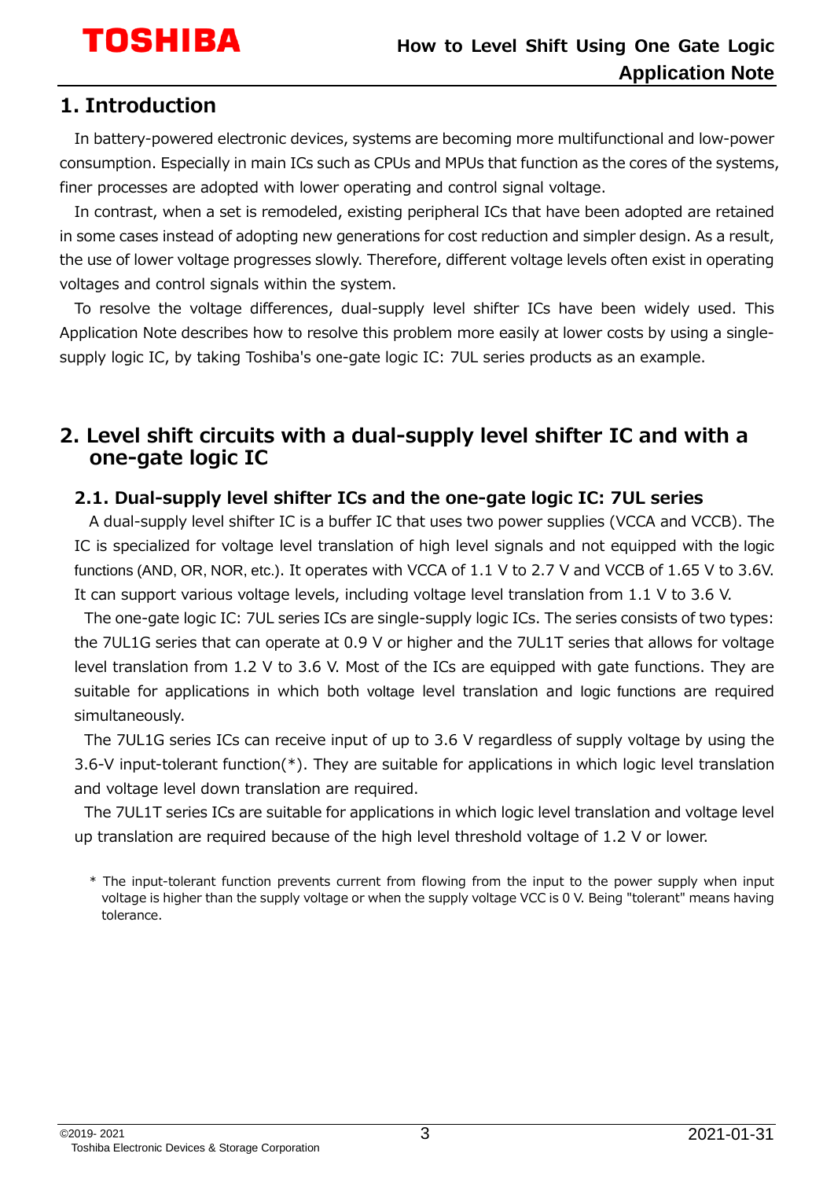## 1. Introduction

In battery-powered electronic devices, systems are becoming more multifunctional and low-power consumption. Especially in main ICs such as CPUs and MPUs that function as the cores of the systems, finer processes are adopted with lower operating and control signal voltage.

In contrast, when a set is remodeled, existing peripheral ICs that have been adopted are retained in some cases instead of adopting new generations for cost reduction and simpler design. As a result, the use of lower voltage progresses slowly. Therefore, different voltage levels often exist in operating voltages and control signals within the system.

To resolve the voltage differences, dual-supply level shifter ICs have been widely used. This Application Note describes how to resolve this problem more easily at lower costs by using a single-supply logic IC, by taking Toshiba's one-gate logic IC: 7UL series products as an example.

## 2. Level shift circuits with a dual-supply level shifter IC and with a one-gate logic IC

### 2.1. Dual-supply level shifter ICs and the one-gate logic IC: 7UL series

A dual-supply level shifter IC is a buffer IC that uses two power supplies (VCCA and VCCB). The IC is specialized for voltage level translation of high level signals and not equipped with the logic functions (AND, OR, NOR, etc.). It operates with VCCA of 1.1 V to 2.7 V and VCCB of 1.65 V to 3.6V. It can support various voltage levels, including voltage level translation from 1.1 V to 3.6 V.

The one-gate logic IC: 7UL series ICs are single-supply logic ICs. The series consists of two types: the 7UL1G series that can operate at 0.9 V or higher and the 7UL1T series that allows for voltage level translation from 1.2 V to 3.6 V. Most of the ICs are equipped with gate functions. They are suitable for applications in which both voltage level translation and logic functions are required simultaneously.

The 7UL1G series ICs can receive input of up to 3.6 V regardless of supply voltage by using the 3.6-V input-tolerant function(*). They are suitable for applications in which logic level translation and voltage level down translation are required.

The 7UL1T series ICs are suitable for applications in which logic level translation and voltage level up translation are required because of the high level threshold voltage of 1.2 V or lower.

\* The input-tolerant function prevents current from flowing from the input to the power supply when input voltage is higher than the supply voltage or when the supply voltage VCC is 0 V. Being "tolerant" means having tolerance.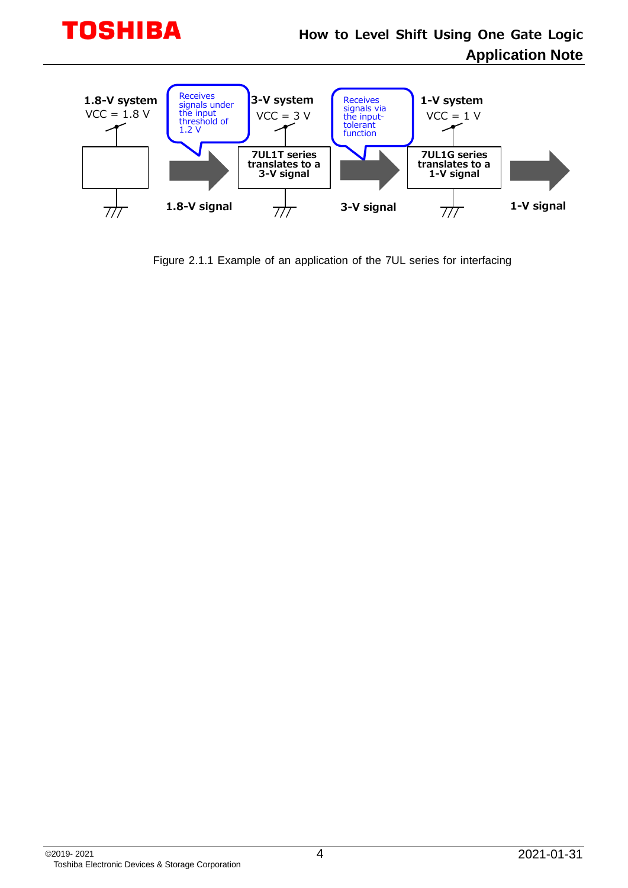1.8-V system
VCC = 1.8 V

Receives signals under the input threshold of 1.2 V

1.8-V signal

3-V system
VCC = 3 V

7UL1T series translates to a 3-V signal

Receives signals via the input-tolerant function

3-V signal

1-V system
VCC = 1 V

7UL1G series translates to a 1-V signal

1-V signal

Figure 2.1.1 Example of an application of the 7UL series for interfacing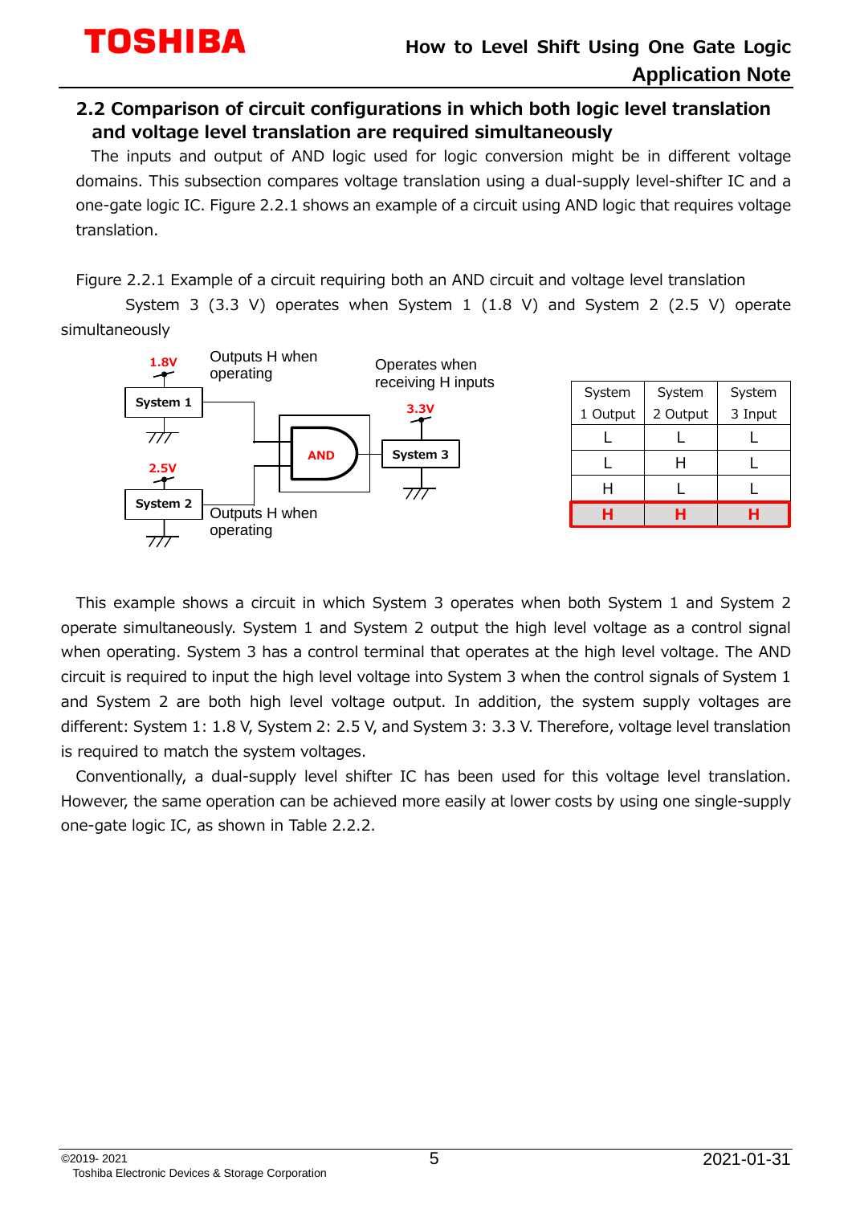## 2.2 Comparison of circuit configurations in which both logic level translation and voltage level translation are required simultaneously

The inputs and output of AND logic used for logic conversion might be in different voltage domains. This subsection compares voltage translation using a dual-supply level-shifter IC and a one-gate logic IC. Figure 2.2.1 shows an example of a circuit using AND logic that requires voltage translation.

Figure 2.2.1 Example of a circuit requiring both an AND circuit and voltage level translation

System 3 (3.3 V) operates when System 1 (1.8 V) and System 2 (2.5 V) operate simultaneously

| System 1 Output | System 2 Output | System 3 Input |
|---|---|---|
| L | L | L |
| L | H | L |
| H | L | L |
| **H** | **H** | **H** |

This example shows a circuit in which System 3 operates when both System 1 and System 2 operate simultaneously. System 1 and System 2 output the high level voltage as a control signal when operating. System 3 has a control terminal that operates at the high level voltage. The AND circuit is required to input the high level voltage into System 3 when the control signals of System 1 and System 2 are both high level voltage output. In addition, the system supply voltages are different: System 1: 1.8 V, System 2: 2.5 V, and System 3: 3.3 V. Therefore, voltage level translation is required to match the system voltages.

Conventionally, a dual-supply level shifter IC has been used for this voltage level translation. However, the same operation can be achieved more easily at lower costs by using one single-supply one-gate logic IC, as shown in Table 2.2.2.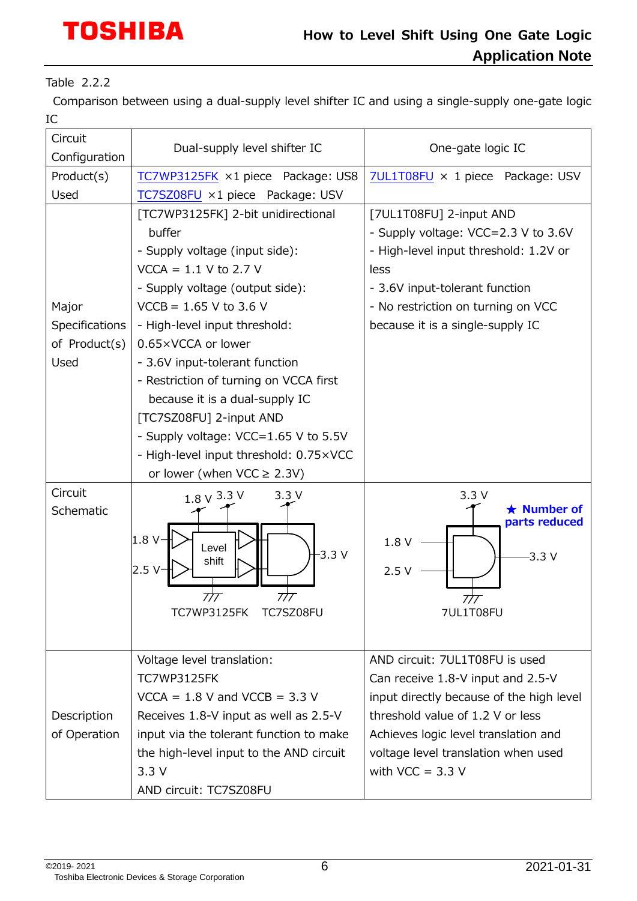Table 2.2.2

Comparison between using a dual-supply level shifter IC and using a single-supply one-gate logic IC

| Circuit Configuration | Dual-supply level shifter IC | One-gate logic IC |
|---|---|---|
| Product(s) Used | TC7WP3125FK ×1 piece Package: US8<br>TC7SZ08FU ×1 piece Package: USV | 7UL1T08FU × 1 piece Package: USV |
| Major Specifications of Product(s) Used | [TC7WP3125FK] 2-bit unidirectional buffer<br>- Supply voltage (input side): VCCA = 1.1 V to 2.7 V<br>- Supply voltage (output side): VCCB = 1.65 V to 3.6 V<br>- High-level input threshold: 0.65×VCCA or lower<br>- 3.6V input-tolerant function<br>- Restriction of turning on VCCA first because it is a dual-supply IC<br>[TC7SZ08FU] 2-input AND<br>- Supply voltage: VCC=1.65 V to 5.5V<br>- High-level input threshold: 0.75×VCC or lower (when VCC ≥ 2.3V) | [7UL1T08FU] 2-input AND<br>- Supply voltage: VCC=2.3 V to 3.6V<br>- High-level input threshold: 1.2V or less<br>- 3.6V input-tolerant function<br>- No restriction on turning on VCC because it is a single-supply IC |
| Circuit Schematic | 1.8 V, 3.3 V, 3.3 V; 1.8 V, 2.5 V inputs; Level shift; 3.3 V output<br>TC7WP3125FK TC7SZ08FU | 3.3 V; 1.8 V, 2.5 V inputs; 3.3 V output<br>★ Number of parts reduced<br>7UL1T08FU |
| Description of Operation | Voltage level translation: TC7WP3125FK<br>VCCA = 1.8 V and VCCB = 3.3 V<br>Receives 1.8-V input as well as 2.5-V input via the tolerant function to make the high-level input to the AND circuit 3.3 V<br>AND circuit: TC7SZ08FU | AND circuit: 7UL1T08FU is used<br>Can receive 1.8-V input and 2.5-V input directly because of the high level threshold value of 1.2 V or less<br>Achieves logic level translation and voltage level translation when used with VCC = 3.3 V |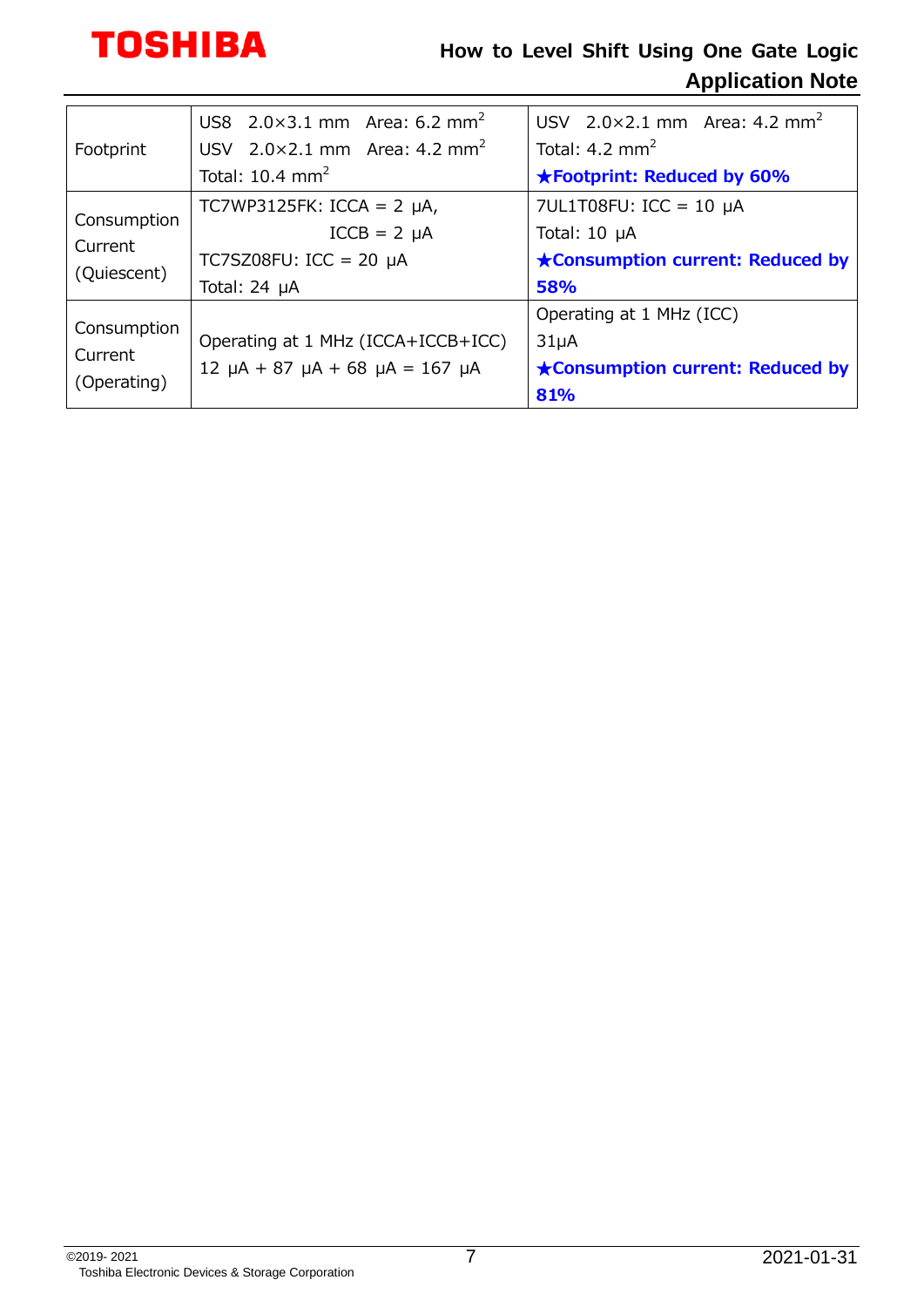| Footprint | US8 2.0×3.1 mm Area: 6.2 $mm^2$<br>USV 2.0×2.1 mm Area: 4.2 $mm^2$<br>Total: 10.4 $mm^2$ | USV 2.0×2.1 mm Area: 4.2 $mm^2$<br>Total: 4.2 $mm^2$<br>**★Footprint: Reduced by 60%** |
|---|---|---|
| Consumption Current (Quiescent) | TC7WP3125FK: ICCA = 2 μA,<br>ICCB = 2 μA<br>TC7SZ08FU: ICC = 20 μA<br>Total: 24 μA | 7UL1T08FU: ICC = 10 μA<br>Total: 10 μA<br>**★Consumption current: Reduced by 58%** |
| Consumption Current (Operating) | Operating at 1 MHz (ICCA+ICCB+ICC)<br>12 μA + 87 μA + 68 μA = 167 μA | Operating at 1 MHz (ICC)<br>31μA<br>**★Consumption current: Reduced by 81%** |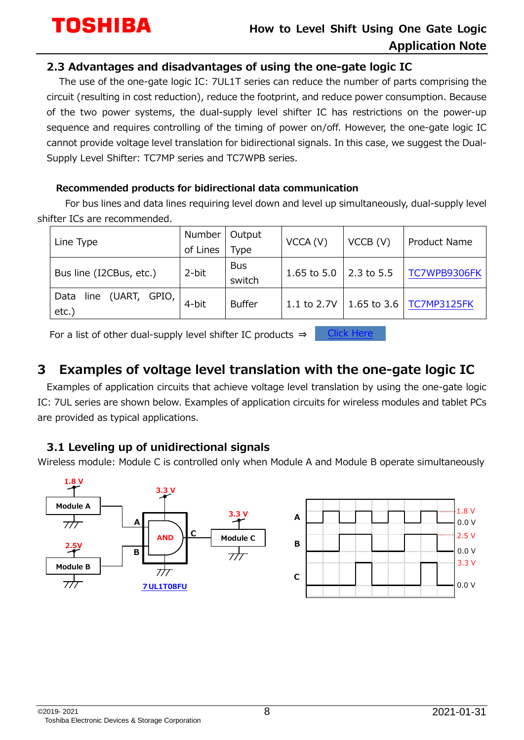## 2.3 Advantages and disadvantages of using the one-gate logic IC

The use of the one-gate logic IC: 7UL1T series can reduce the number of parts comprising the circuit (resulting in cost reduction), reduce the footprint, and reduce power consumption. Because of the two power systems, the dual-supply level shifter IC has restrictions on the power-up sequence and requires controlling of the timing of power on/off. However, the one-gate logic IC cannot provide voltage level translation for bidirectional signals. In this case, we suggest the Dual-Supply Level Shifter: TC7MP series and TC7WPB series.

**Recommended products for bidirectional data communication**

For bus lines and data lines requiring level down and level up simultaneously, dual-supply level shifter ICs are recommended.

| Line Type | Number of Lines | Output Type | VCCA (V) | VCCB (V) | Product Name |
|---|---|---|---|---|---|
| Bus line (I2CBus, etc.) | 2-bit | Bus switch | 1.65 to 5.0 | 2.3 to 5.5 | TC7WPB9306FK |
| Data line (UART, GPIO, etc.) | 4-bit | Buffer | 1.1 to 2.7V | 1.65 to 3.6 | TC7MP3125FK |

For a list of other dual-supply level shifter IC products ⇒ Click Here

# 3 Examples of voltage level translation with the one-gate logic IC

Examples of application circuits that achieve voltage level translation by using the one-gate logic IC: 7UL series are shown below. Examples of application circuits for wireless modules and tablet PCs are provided as typical applications.

## 3.1 Leveling up of unidirectional signals

Wireless module: Module C is controlled only when Module A and Module B operate simultaneously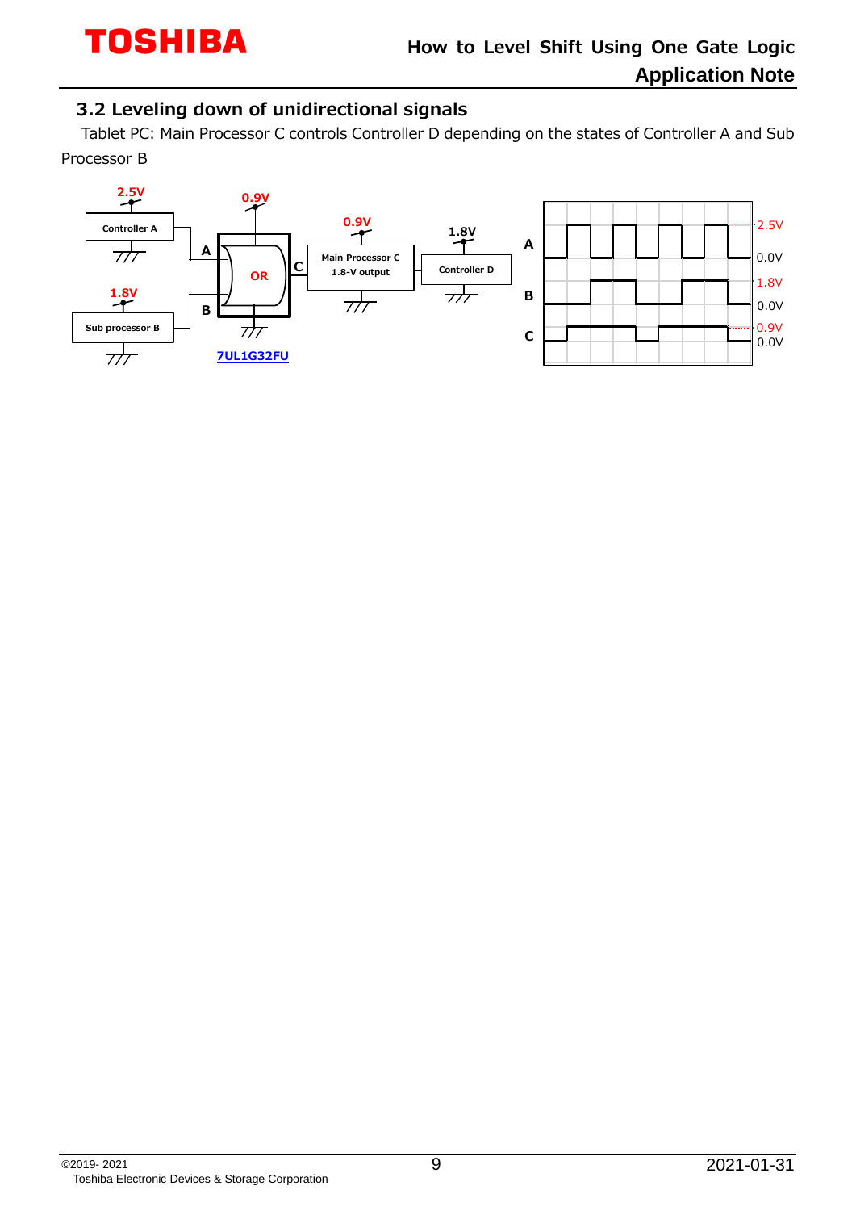## 3.2 Leveling down of unidirectional signals

Tablet PC: Main Processor C controls Controller D depending on the states of Controller A and Sub Processor B

2.5V

Controller A

1.8V

Sub processor B

0.9V

A

OR

C

B

7UL1G32FU

0.9V

Main Processor C
1.8-V output

1.8V

Controller D

A 2.5V 0.0V

B 1.8V 0.0V

C 0.9V 0.0V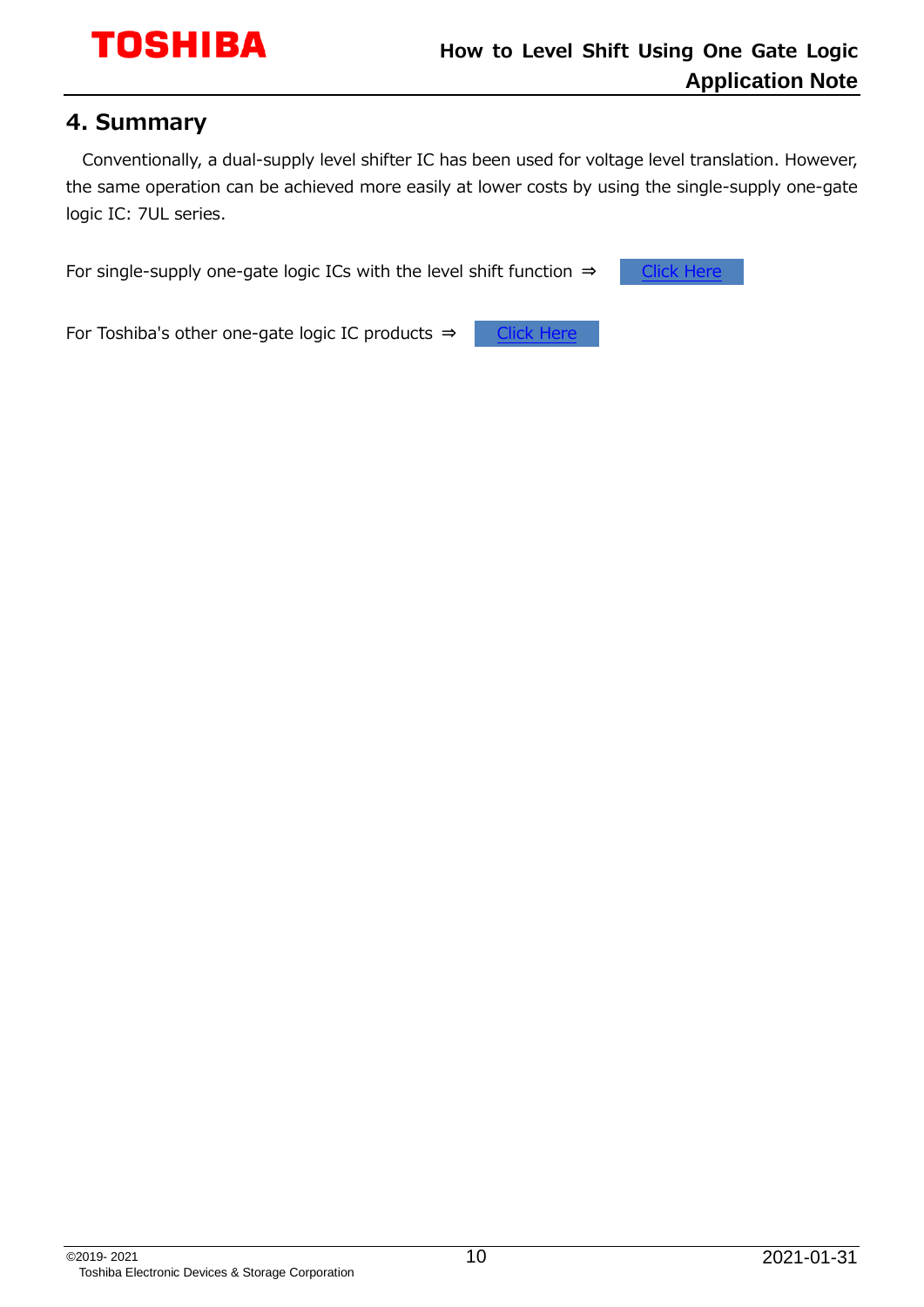## 4. Summary

Conventionally, a dual-supply level shifter IC has been used for voltage level translation. However, the same operation can be achieved more easily at lower costs by using the single-supply one-gate logic IC: 7UL series.

For single-supply one-gate logic ICs with the level shift function ⇒ Click Here

For Toshiba's other one-gate logic IC products ⇒ Click Here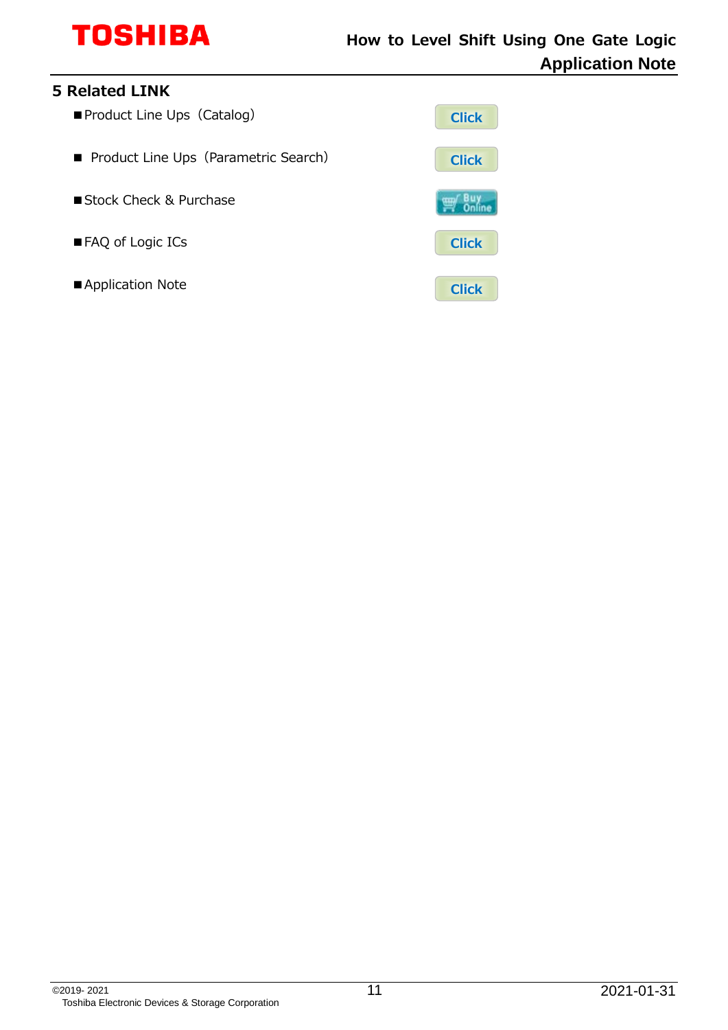## 5 Related LINK

- ■Product Line Ups（Catalog） Click
- ■ Product Line Ups（Parametric Search） Click
- ■Stock Check & Purchase Buy Online
- ■FAQ of Logic ICs Click
- ■Application Note Click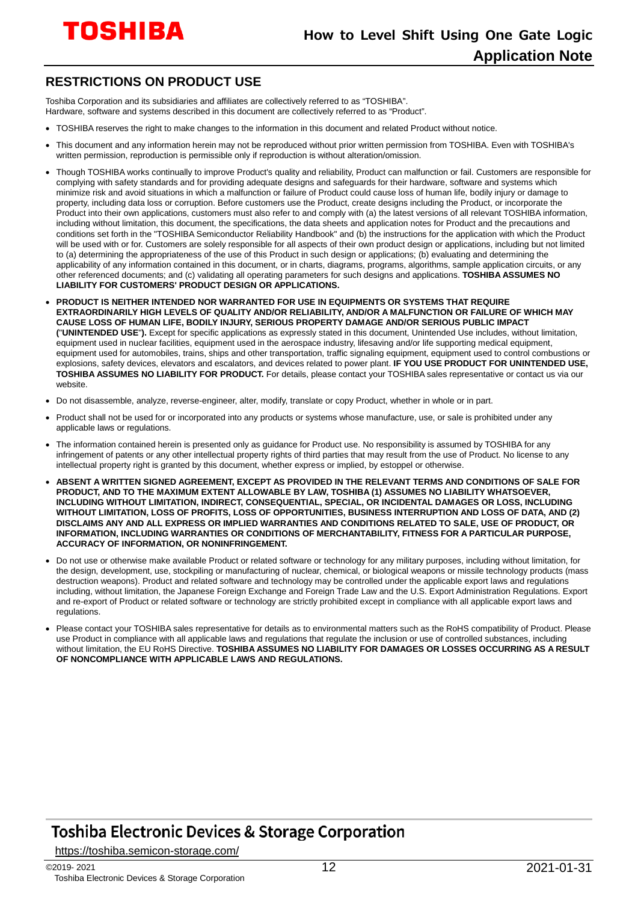## RESTRICTIONS ON PRODUCT USE

Toshiba Corporation and its subsidiaries and affiliates are collectively referred to as "TOSHIBA".
Hardware, software and systems described in this document are collectively referred to as "Product".

- TOSHIBA reserves the right to make changes to the information in this document and related Product without notice.
- This document and any information herein may not be reproduced without prior written permission from TOSHIBA. Even with TOSHIBA's written permission, reproduction is permissible only if reproduction is without alteration/omission.
- Though TOSHIBA works continually to improve Product's quality and reliability, Product can malfunction or fail. Customers are responsible for complying with safety standards and for providing adequate designs and safeguards for their hardware, software and systems which minimize risk and avoid situations in which a malfunction or failure of Product could cause loss of human life, bodily injury or damage to property, including data loss or corruption. Before customers use the Product, create designs including the Product, or incorporate the Product into their own applications, customers must also refer to and comply with (a) the latest versions of all relevant TOSHIBA information, including without limitation, this document, the specifications, the data sheets and application notes for Product and the precautions and conditions set forth in the "TOSHIBA Semiconductor Reliability Handbook" and (b) the instructions for the application with which the Product will be used with or for. Customers are solely responsible for all aspects of their own product design or applications, including but not limited to (a) determining the appropriateness of the use of this Product in such design or applications; (b) evaluating and determining the applicability of any information contained in this document, or in charts, diagrams, programs, algorithms, sample application circuits, or any other referenced documents; and (c) validating all operating parameters for such designs and applications. **TOSHIBA ASSUMES NO LIABILITY FOR CUSTOMERS' PRODUCT DESIGN OR APPLICATIONS.**
- **PRODUCT IS NEITHER INTENDED NOR WARRANTED FOR USE IN EQUIPMENTS OR SYSTEMS THAT REQUIRE EXTRAORDINARILY HIGH LEVELS OF QUALITY AND/OR RELIABILITY, AND/OR A MALFUNCTION OR FAILURE OF WHICH MAY CAUSE LOSS OF HUMAN LIFE, BODILY INJURY, SERIOUS PROPERTY DAMAGE AND/OR SERIOUS PUBLIC IMPACT ("UNINTENDED USE").** Except for specific applications as expressly stated in this document, Unintended Use includes, without limitation, equipment used in nuclear facilities, equipment used in the aerospace industry, lifesaving and/or life supporting medical equipment, equipment used for automobiles, trains, ships and other transportation, traffic signaling equipment, equipment used to control combustions or explosions, safety devices, elevators and escalators, and devices related to power plant. **IF YOU USE PRODUCT FOR UNINTENDED USE, TOSHIBA ASSUMES NO LIABILITY FOR PRODUCT.** For details, please contact your TOSHIBA sales representative or contact us via our website.
- Do not disassemble, analyze, reverse-engineer, alter, modify, translate or copy Product, whether in whole or in part.
- Product shall not be used for or incorporated into any products or systems whose manufacture, use, or sale is prohibited under any applicable laws or regulations.
- The information contained herein is presented only as guidance for Product use. No responsibility is assumed by TOSHIBA for any infringement of patents or any other intellectual property rights of third parties that may result from the use of Product. No license to any intellectual property right is granted by this document, whether express or implied, by estoppel or otherwise.
- **ABSENT A WRITTEN SIGNED AGREEMENT, EXCEPT AS PROVIDED IN THE RELEVANT TERMS AND CONDITIONS OF SALE FOR PRODUCT, AND TO THE MAXIMUM EXTENT ALLOWABLE BY LAW, TOSHIBA (1) ASSUMES NO LIABILITY WHATSOEVER, INCLUDING WITHOUT LIMITATION, INDIRECT, CONSEQUENTIAL, SPECIAL, OR INCIDENTAL DAMAGES OR LOSS, INCLUDING WITHOUT LIMITATION, LOSS OF PROFITS, LOSS OF OPPORTUNITIES, BUSINESS INTERRUPTION AND LOSS OF DATA, AND (2) DISCLAIMS ANY AND ALL EXPRESS OR IMPLIED WARRANTIES AND CONDITIONS RELATED TO SALE, USE OF PRODUCT, OR INFORMATION, INCLUDING WARRANTIES OR CONDITIONS OF MERCHANTABILITY, FITNESS FOR A PARTICULAR PURPOSE, ACCURACY OF INFORMATION, OR NONINFRINGEMENT.**
- Do not use or otherwise make available Product or related software or technology for any military purposes, including without limitation, for the design, development, use, stockpiling or manufacturing of nuclear, chemical, or biological weapons or missile technology products (mass destruction weapons). Product and related software and technology may be controlled under the applicable export laws and regulations including, without limitation, the Japanese Foreign Exchange and Foreign Trade Law and the U.S. Export Administration Regulations. Export and re-export of Product or related software or technology are strictly prohibited except in compliance with all applicable export laws and regulations.
- Please contact your TOSHIBA sales representative for details as to environmental matters such as the RoHS compatibility of Product. Please use Product in compliance with all applicable laws and regulations that regulate the inclusion or use of controlled substances, including without limitation, the EU RoHS Directive. **TOSHIBA ASSUMES NO LIABILITY FOR DAMAGES OR LOSSES OCCURRING AS A RESULT OF NONCOMPLIANCE WITH APPLICABLE LAWS AND REGULATIONS.**

**Toshiba Electronic Devices & Storage Corporation**

https://toshiba.semicon-storage.com/